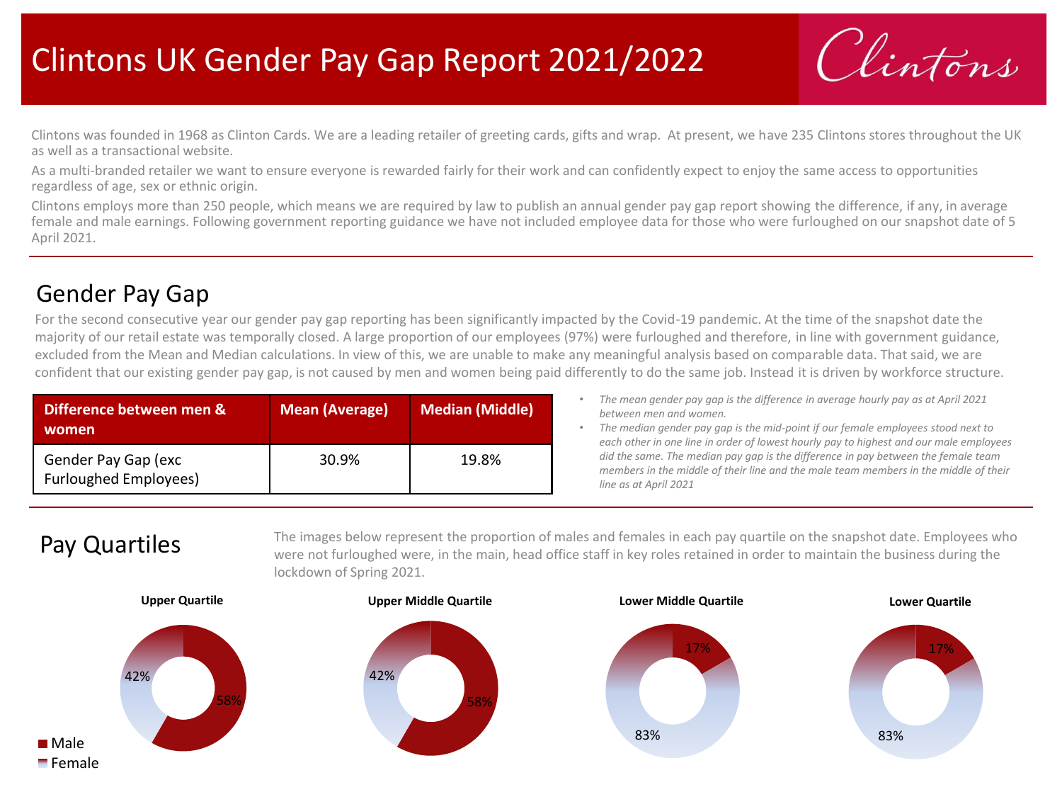# Clintons UK Gender Pay Gap Report 2021/2022

Clintons

Clintons was founded in 1968 as Clinton Cards. We are a leading retailer of greeting cards, gifts and wrap. At present, we have 235 Clintons stores throughout the UK as well as a transactional website.

As a multi-branded retailer we want to ensure everyone is rewarded fairly for their work and can confidently expect to enjoy the same access to opportunities regardless of age, sex or ethnic origin.

Clintons employs more than 250 people, which means we are required by law to publish an annual gender pay gap report showing the difference, if any, in average female and male earnings. Following government reporting guidance we have not included employee data for those who were furloughed on our snapshot date of 5 April 2021.

## Gender Pay Gap

For the second consecutive year our gender pay gap reporting has been significantly impacted by the Covid-19 pandemic. At the time of the snapshot date the majority of our retail estate was temporally closed. A large proportion of our employees (97%) were furloughed and therefore, in line with government guidance, excluded from the Mean and Median calculations. In view of this, we are unable to make any meaningful analysis based on comparable data. That said, we are confident that our existing gender pay gap, is not caused by men and women being paid differently to do the same job. Instead it is driven by workforce structure.

| Difference between men & women | Mean (Average) | Median (Middle) |
| --- | --- | --- |
| Gender Pay Gap (exc Furloughed Employees) | 30.9% | 19.8% |

- *The mean gender pay gap is the difference in average hourly pay as at April 2021 between men and women.*
- *The median gender pay gap is the mid-point if our female employees stood next to each other in one line in order of lowest hourly pay to highest and our male employees did the same. The median pay gap is the difference in pay between the female team members in the middle of their line and the male team members in the middle of their line as at April 2021*

## Pay Quartiles

The images below represent the proportion of males and females in each pay quartile on the snapshot date. Employees who were not furloughed were, in the main, head office staff in key roles retained in order to maintain the business during the lockdown of Spring 2021.

| Quartile | Male | Female |
| --- | --- | --- |
| Upper Quartile | 58% | 42% |
| Upper Middle Quartile | 58% | 42% |
| Lower Middle Quartile | 17% | 83% |
| Lower Quartile | 17% | 83% |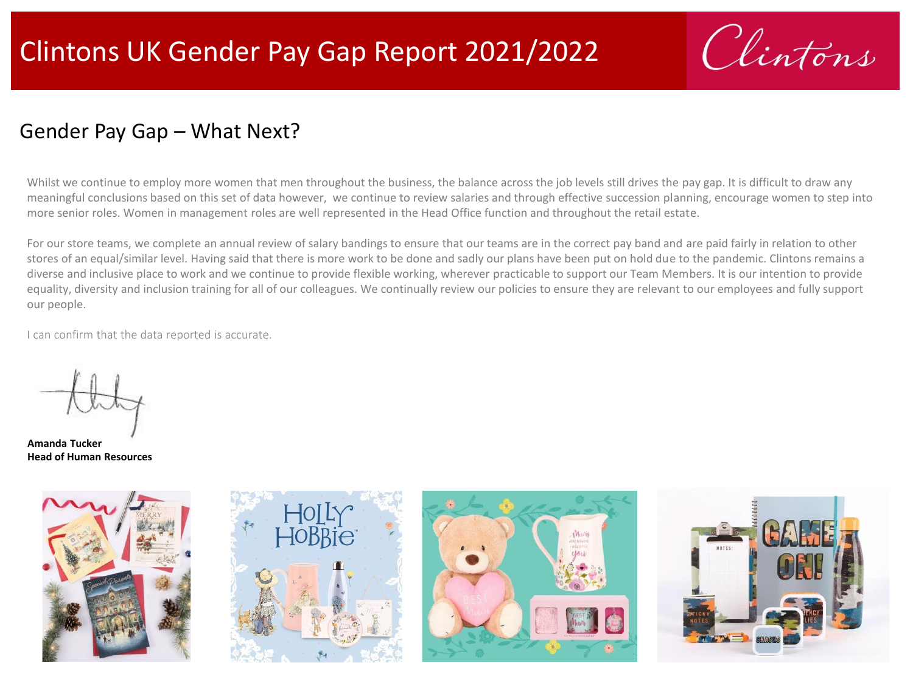# Clintons UK Gender Pay Gap Report 2021/2022

## Gender Pay Gap – What Next?

Whilst we continue to employ more women that men throughout the business, the balance across the job levels still drives the pay gap. It is difficult to draw any meaningful conclusions based on this set of data however,  we continue to review salaries and through effective succession planning, encourage women to step into more senior roles. Women in management roles are well represented in the Head Office function and throughout the retail estate.

For our store teams, we complete an annual review of salary bandings to ensure that our teams are in the correct pay band and are paid fairly in relation to other stores of an equal/similar level. Having said that there is more work to be done and sadly our plans have been put on hold due to the pandemic. Clintons remains a diverse and inclusive place to work and we continue to provide flexible working, wherever practicable to support our Team Members. It is our intention to provide equality, diversity and inclusion training for all of our colleagues. We continually review our policies to ensure they are relevant to our employees and fully support our people.

I can confirm that the data reported is accurate.

**Amanda Tucker**
**Head of Human Resources**